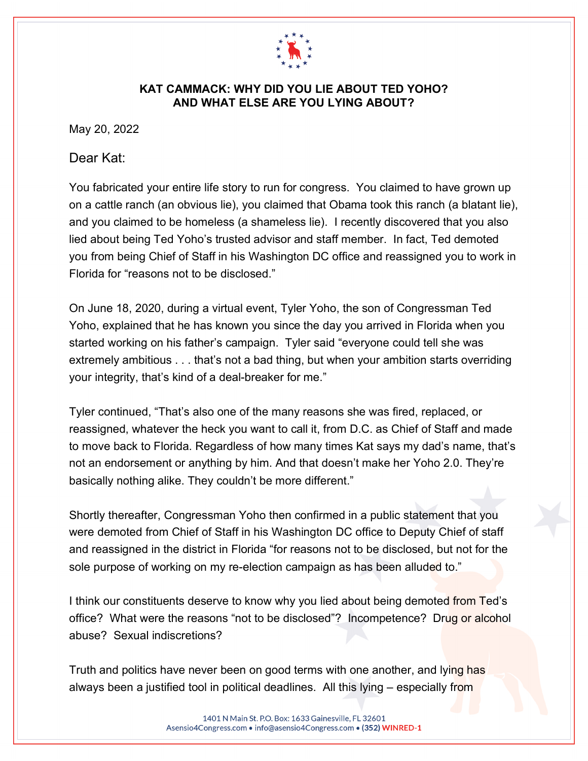**KAT CAMMACK: WHY DID YOU LIE ABOUT TED YOHO?**
**AND WHAT ELSE ARE YOU LYING ABOUT?**

May 20, 2022

Dear Kat:

You fabricated your entire life story to run for congress. You claimed to have grown up on a cattle ranch (an obvious lie), you claimed that Obama took this ranch (a blatant lie), and you claimed to be homeless (a shameless lie). I recently discovered that you also lied about being Ted Yoho's trusted advisor and staff member. In fact, Ted demoted you from being Chief of Staff in his Washington DC office and reassigned you to work in Florida for "reasons not to be disclosed."

On June 18, 2020, during a virtual event, Tyler Yoho, the son of Congressman Ted Yoho, explained that he has known you since the day you arrived in Florida when you started working on his father's campaign. Tyler said "everyone could tell she was extremely ambitious . . . that's not a bad thing, but when your ambition starts overriding your integrity, that's kind of a deal-breaker for me."

Tyler continued, "That's also one of the many reasons she was fired, replaced, or reassigned, whatever the heck you want to call it, from D.C. as Chief of Staff and made to move back to Florida. Regardless of how many times Kat says my dad's name, that's not an endorsement or anything by him. And that doesn't make her Yoho 2.0. They're basically nothing alike. They couldn't be more different."

Shortly thereafter, Congressman Yoho then confirmed in a public statement that you were demoted from Chief of Staff in his Washington DC office to Deputy Chief of staff and reassigned in the district in Florida "for reasons not to be disclosed, but not for the sole purpose of working on my re-election campaign as has been alluded to."

I think our constituents deserve to know why you lied about being demoted from Ted's office? What were the reasons "not to be disclosed"? Incompetence? Drug or alcohol abuse? Sexual indiscretions?

Truth and politics have never been on good terms with one another, and lying has always been a justified tool in political deadlines. All this lying – especially from

1401 N Main St. P.O. Box: 1633 Gainesville, FL 32601
Asensio4Congress.com • info@asensio4Congress.com • (352) WINRED-1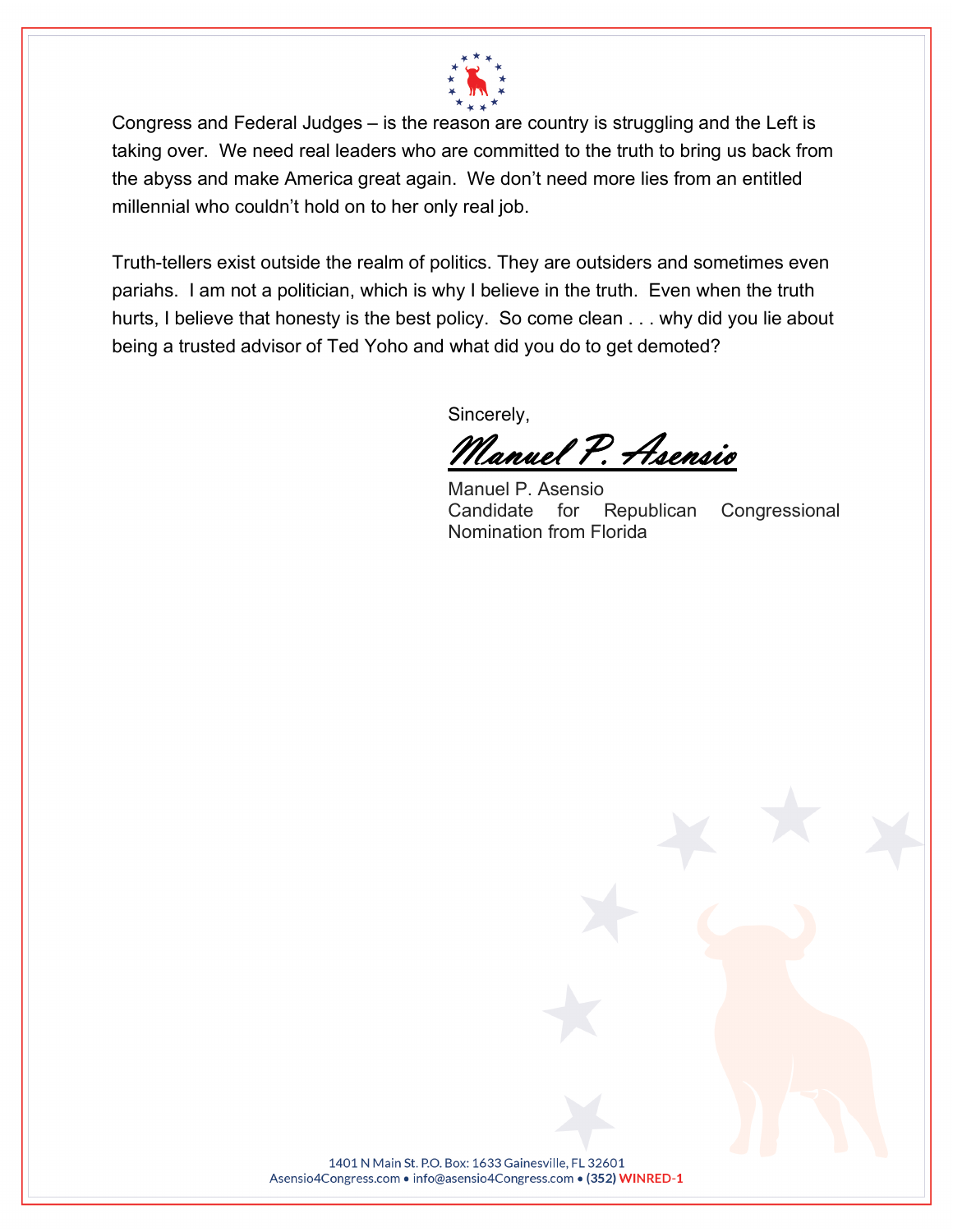Congress and Federal Judges – is the reason are country is struggling and the Left is taking over. We need real leaders who are committed to the truth to bring us back from the abyss and make America great again. We don't need more lies from an entitled millennial who couldn't hold on to her only real job.

Truth-tellers exist outside the realm of politics. They are outsiders and sometimes even pariahs. I am not a politician, which is why I believe in the truth. Even when the truth hurts, I believe that honesty is the best policy. So come clean . . . why did you lie about being a trusted advisor of Ted Yoho and what did you do to get demoted?

Sincerely,

*Manuel P. Asensio*

Manuel P. Asensio
Candidate for Republican Congressional Nomination from Florida

1401 N Main St. P.O. Box: 1633 Gainesville, FL 32601
Asensio4Congress.com • info@asensio4Congress.com • (352) WINRED-1